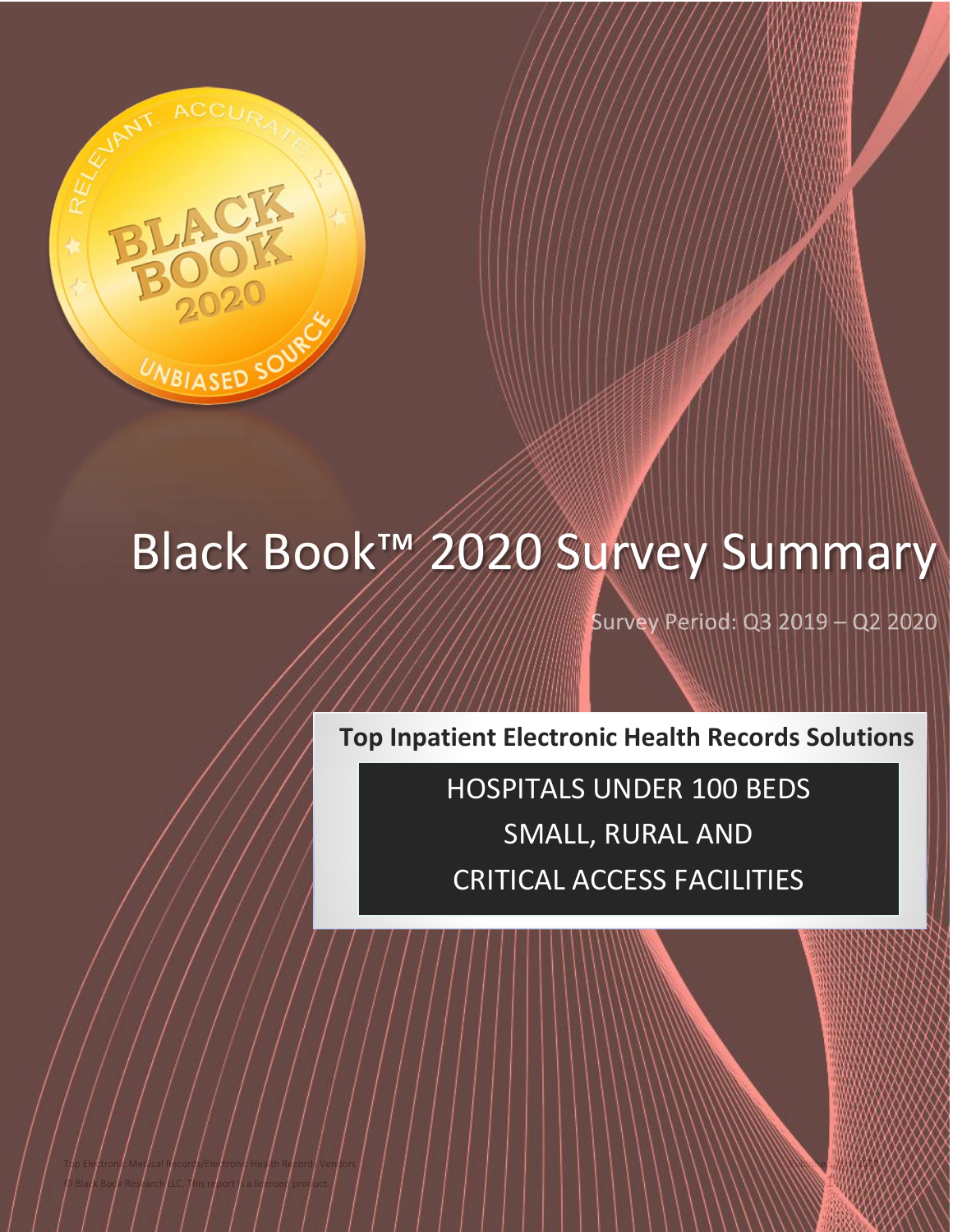# Black Book™ 2020 Survey Summary

Survey Period: Q3 2019 – Q2 2020

**Top Inpatient Electronic Health Records Solutions**

HOSPITALS UNDER 100 BEDS

SMALL, RURAL AND

CRITICAL ACCESS FACILITIES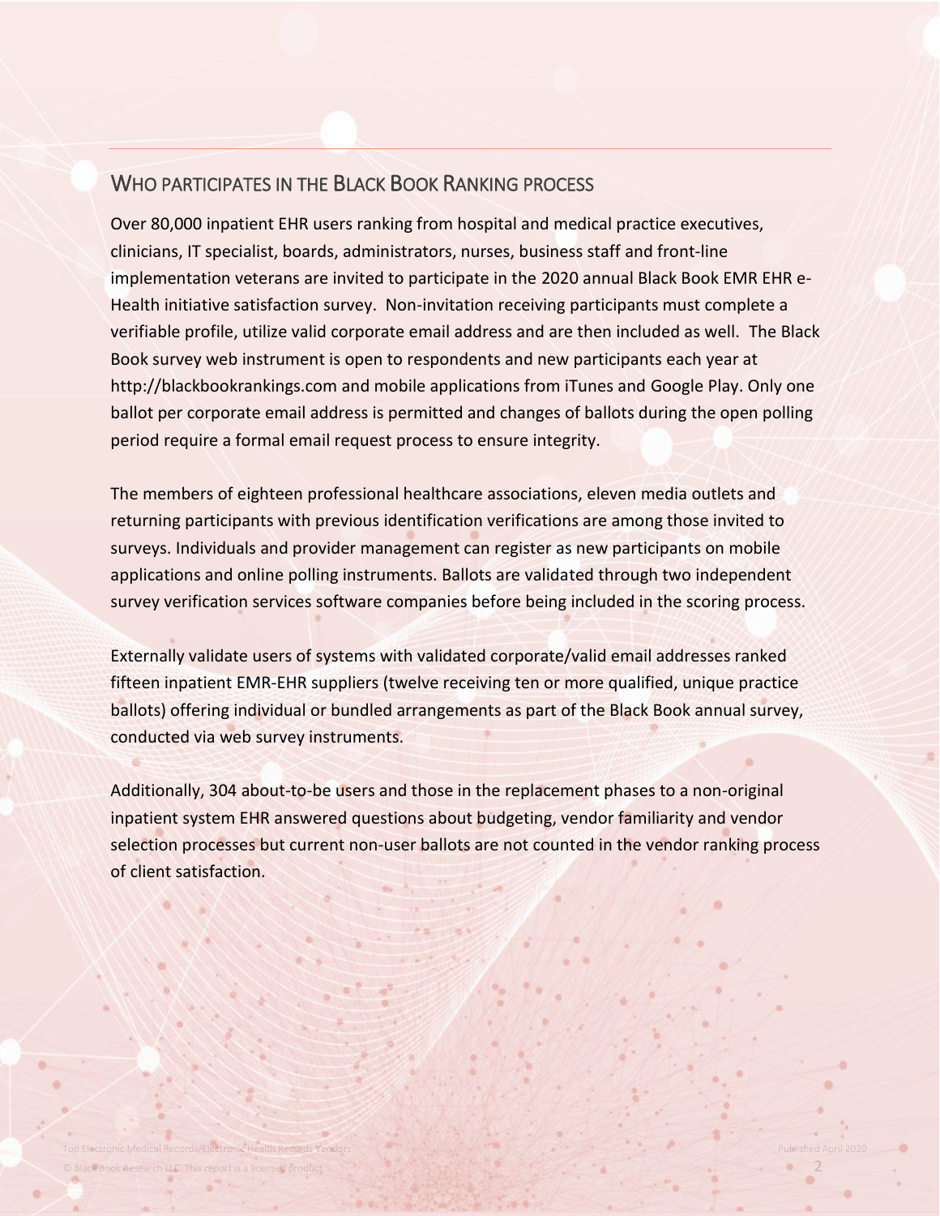## WHO PARTICIPATES IN THE BLACK BOOK RANKING PROCESS

Over 80,000 inpatient EHR users ranking from hospital and medical practice executives, clinicians, IT specialist, boards, administrators, nurses, business staff and front-line implementation veterans are invited to participate in the 2020 annual Black Book EMR EHR e-Health initiative satisfaction survey. Non-invitation receiving participants must complete a verifiable profile, utilize valid corporate email address and are then included as well. The Black Book survey web instrument is open to respondents and new participants each year at http://blackbookrankings.com and mobile applications from iTunes and Google Play. Only one ballot per corporate email address is permitted and changes of ballots during the open polling period require a formal email request process to ensure integrity.

The members of eighteen professional healthcare associations, eleven media outlets and returning participants with previous identification verifications are among those invited to surveys. Individuals and provider management can register as new participants on mobile applications and online polling instruments. Ballots are validated through two independent survey verification services software companies before being included in the scoring process.

Externally validate users of systems with validated corporate/valid email addresses ranked fifteen inpatient EMR-EHR suppliers (twelve receiving ten or more qualified, unique practice ballots) offering individual or bundled arrangements as part of the Black Book annual survey, conducted via web survey instruments.

Additionally, 304 about-to-be users and those in the replacement phases to a non-original inpatient system EHR answered questions about budgeting, vendor familiarity and vendor selection processes but current non-user ballots are not counted in the vendor ranking process of client satisfaction.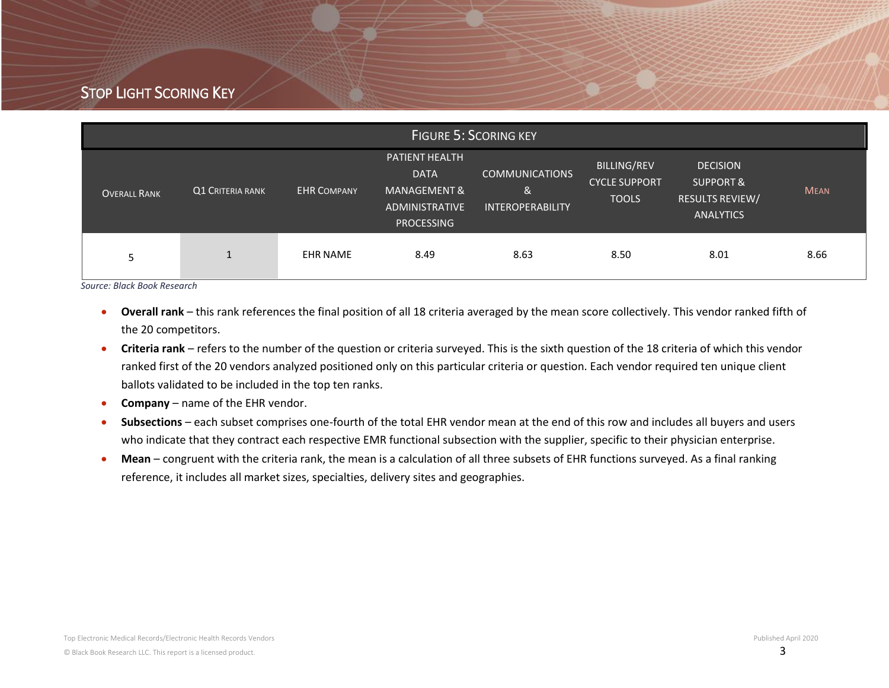## Stop Light Scoring Key

| Figure 5: Scoring Key | | | | | | | |
|---|---|---|---|---|---|---|---|
| Overall Rank | Q1 Criteria rank | EHR Company | PATIENT HEALTH DATA MANAGEMENT & ADMINISTRATIVE PROCESSING | COMMUNICATIONS & INTEROPERABILITY | BILLING/REV CYCLE SUPPORT TOOLS | DECISION SUPPORT & RESULTS REVIEW/ ANALYTICS | Mean |
| 5 | 1 | EHR NAME | 8.49 | 8.63 | 8.50 | 8.01 | 8.66 |

*Source: Black Book Research*

- **Overall rank** – this rank references the final position of all 18 criteria averaged by the mean score collectively. This vendor ranked fifth of the 20 competitors.
- **Criteria rank** – refers to the number of the question or criteria surveyed. This is the sixth question of the 18 criteria of which this vendor ranked first of the 20 vendors analyzed positioned only on this particular criteria or question. Each vendor required ten unique client ballots validated to be included in the top ten ranks.
- **Company** – name of the EHR vendor.
- **Subsections** – each subset comprises one-fourth of the total EHR vendor mean at the end of this row and includes all buyers and users who indicate that they contract each respective EMR functional subsection with the supplier, specific to their physician enterprise.
- **Mean** – congruent with the criteria rank, the mean is a calculation of all three subsets of EHR functions surveyed. As a final ranking reference, it includes all market sizes, specialties, delivery sites and geographies.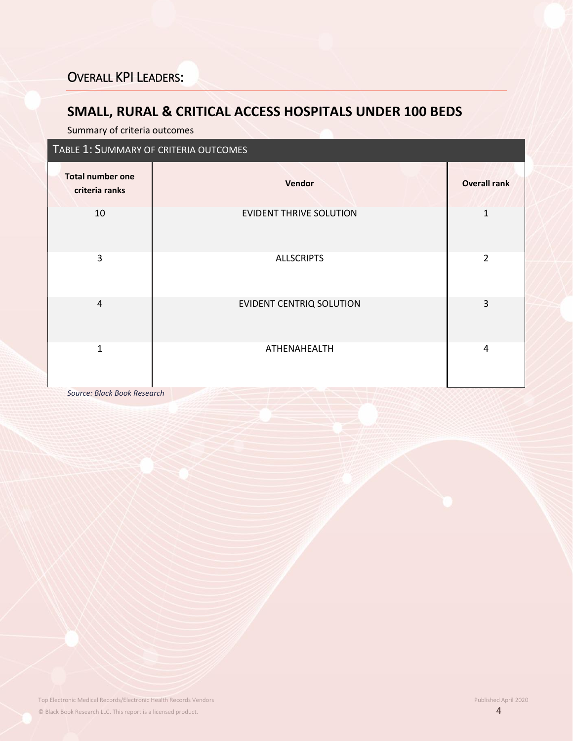## OVERALL KPI LEADERS:

## SMALL, RURAL & CRITICAL ACCESS HOSPITALS UNDER 100 BEDS

Summary of criteria outcomes

TABLE 1: SUMMARY OF CRITERIA OUTCOMES

| Total number one criteria ranks | Vendor | Overall rank |
|---|---|---|
| 10 | EVIDENT THRIVE SOLUTION | 1 |
| 3 | ALLSCRIPTS | 2 |
| 4 | EVIDENT CENTRIQ SOLUTION | 3 |
| 1 | ATHENAHEALTH | 4 |

*Source: Black Book Research*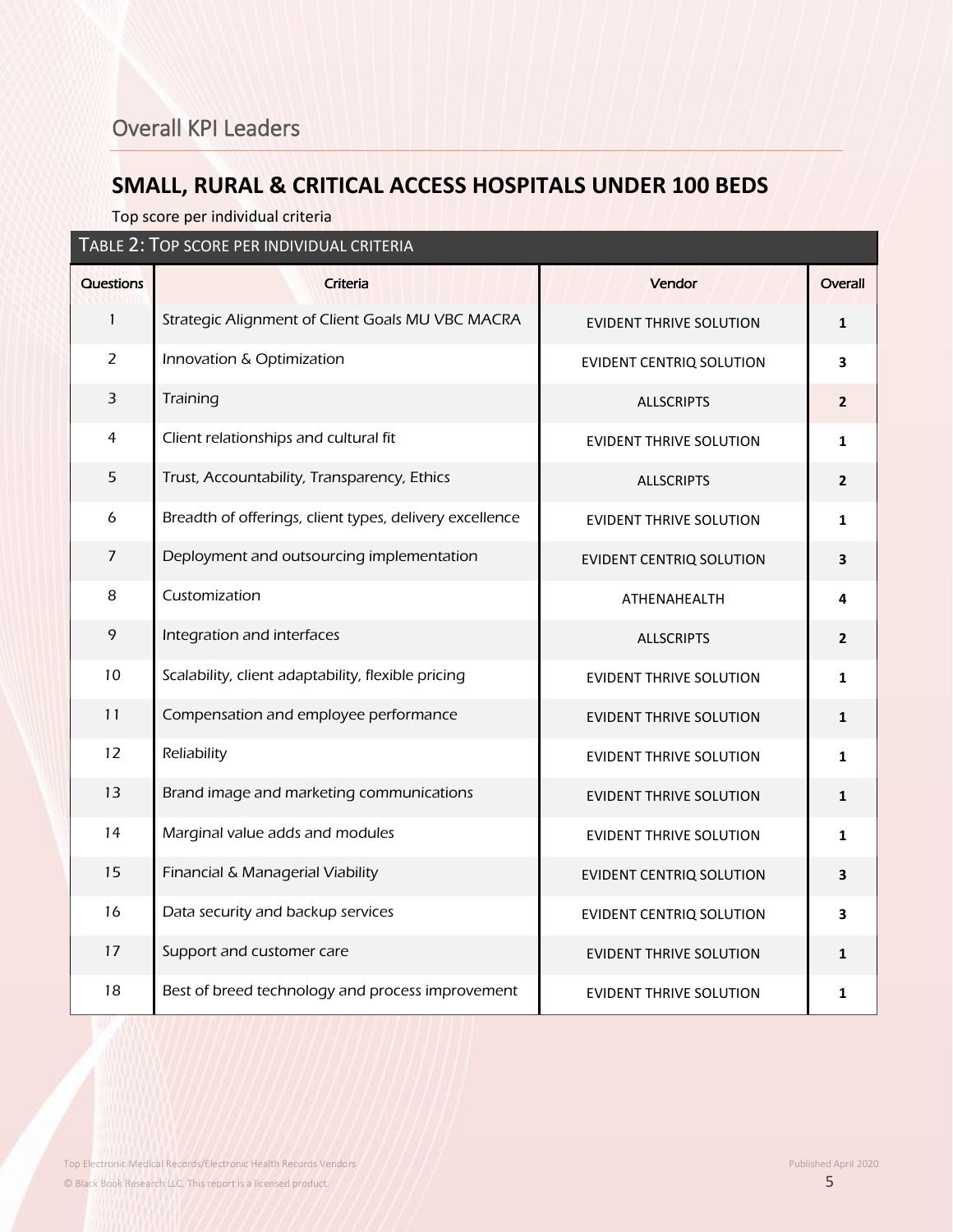## Overall KPI Leaders

# SMALL, RURAL & CRITICAL ACCESS HOSPITALS UNDER 100 BEDS

Top score per individual criteria

TABLE 2: TOP SCORE PER INDIVIDUAL CRITERIA

| Questions | Criteria | Vendor | Overall |
|---|---|---|---|
| 1 | Strategic Alignment of Client Goals MU VBC MACRA | EVIDENT THRIVE SOLUTION | 1 |
| 2 | Innovation & Optimization | EVIDENT CENTRIQ SOLUTION | 3 |
| 3 | Training | ALLSCRIPTS | 2 |
| 4 | Client relationships and cultural fit | EVIDENT THRIVE SOLUTION | 1 |
| 5 | Trust, Accountability, Transparency, Ethics | ALLSCRIPTS | 2 |
| 6 | Breadth of offerings, client types, delivery excellence | EVIDENT THRIVE SOLUTION | 1 |
| 7 | Deployment and outsourcing implementation | EVIDENT CENTRIQ SOLUTION | 3 |
| 8 | Customization | ATHENAHEALTH | 4 |
| 9 | Integration and interfaces | ALLSCRIPTS | 2 |
| 10 | Scalability, client adaptability, flexible pricing | EVIDENT THRIVE SOLUTION | 1 |
| 11 | Compensation and employee performance | EVIDENT THRIVE SOLUTION | 1 |
| 12 | Reliability | EVIDENT THRIVE SOLUTION | 1 |
| 13 | Brand image and marketing communications | EVIDENT THRIVE SOLUTION | 1 |
| 14 | Marginal value adds and modules | EVIDENT THRIVE SOLUTION | 1 |
| 15 | Financial & Managerial Viability | EVIDENT CENTRIQ SOLUTION | 3 |
| 16 | Data security and backup services | EVIDENT CENTRIQ SOLUTION | 3 |
| 17 | Support and customer care | EVIDENT THRIVE SOLUTION | 1 |
| 18 | Best of breed technology and process improvement | EVIDENT THRIVE SOLUTION | 1 |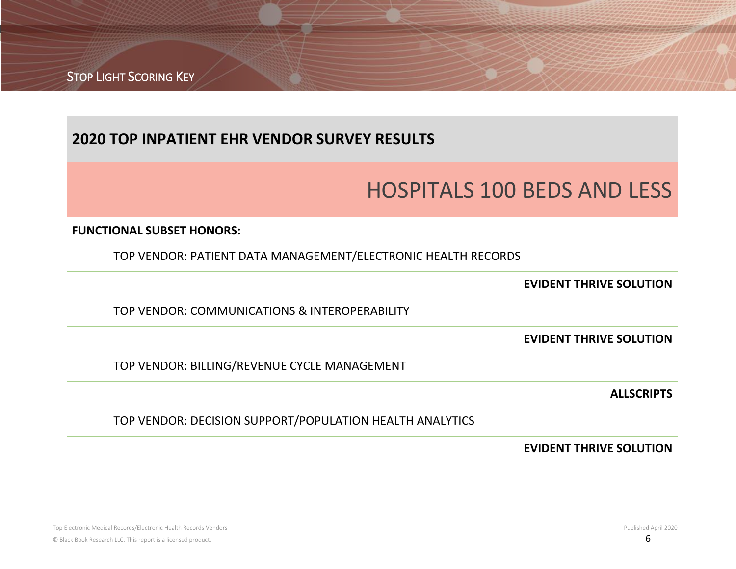## 2020 TOP INPATIENT EHR VENDOR SURVEY RESULTS

# HOSPITALS 100 BEDS AND LESS

**FUNCTIONAL SUBSET HONORS:**

TOP VENDOR: PATIENT DATA MANAGEMENT/ELECTRONIC HEALTH RECORDS

**EVIDENT THRIVE SOLUTION**

TOP VENDOR: COMMUNICATIONS & INTEROPERABILITY

**EVIDENT THRIVE SOLUTION**

TOP VENDOR: BILLING/REVENUE CYCLE MANAGEMENT

**ALLSCRIPTS**

TOP VENDOR: DECISION SUPPORT/POPULATION HEALTH ANALYTICS

**EVIDENT THRIVE SOLUTION**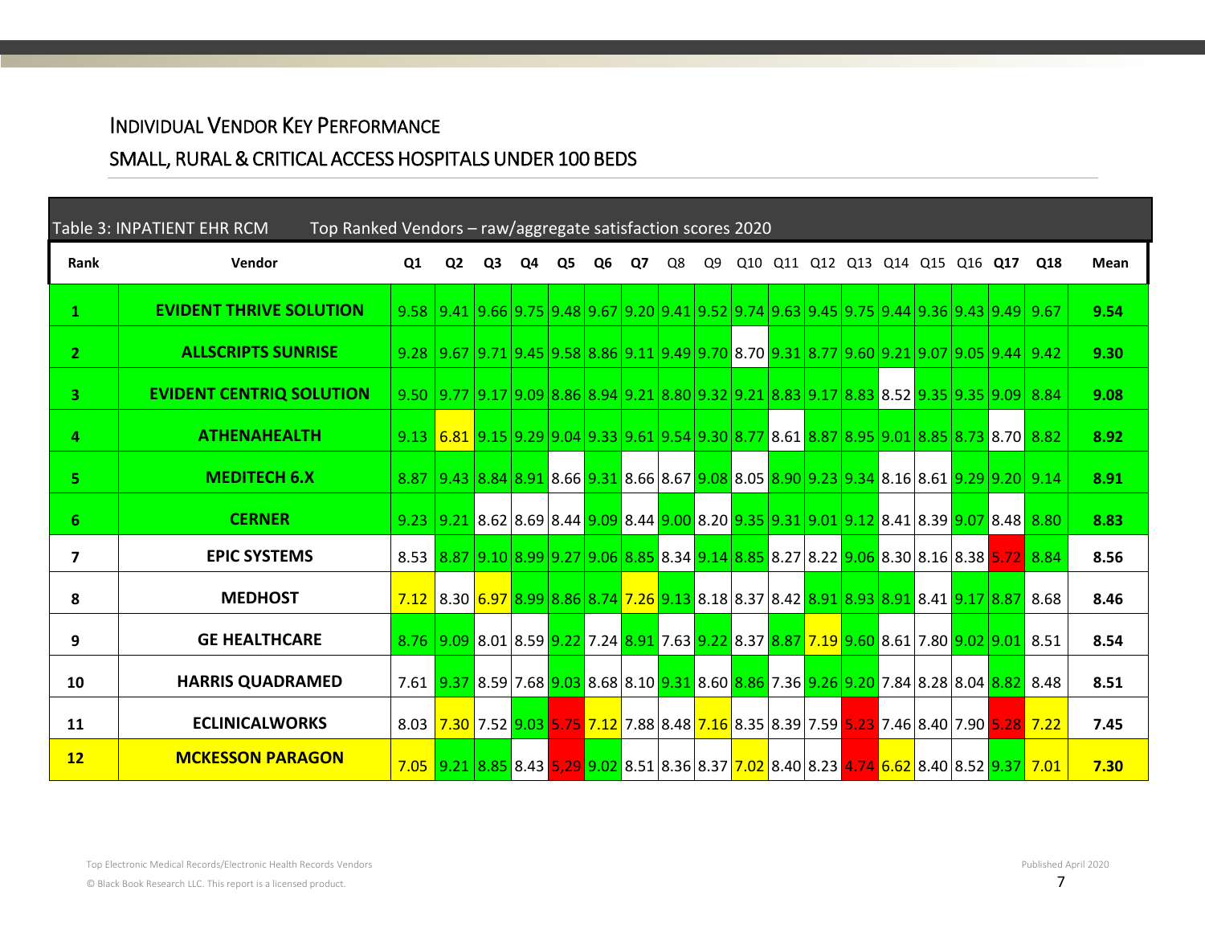# Individual Vendor Key Performance

## Small, Rural & Critical Access Hospitals Under 100 Beds

Table 3: INPATIENT EHR RCM    Top Ranked Vendors – raw/aggregate satisfaction scores 2020

| Rank | Vendor | Q1 | Q2 | Q3 | Q4 | Q5 | Q6 | Q7 | Q8 | Q9 | Q10 | Q11 | Q12 | Q13 | Q14 | Q15 | Q16 | Q17 | Q18 | Mean |
|---|---|---|---|---|---|---|---|---|---|---|---|---|---|---|---|---|---|---|---|---|
| **1** | **EVIDENT THRIVE SOLUTION** | 9.58 | 9.41 | 9.66 | 9.75 | 9.48 | 9.67 | 9.20 | 9.41 | 9.52 | 9.74 | 9.63 | 9.45 | 9.75 | 9.44 | 9.36 | 9.43 | 9.49 | 9.67 | **9.54** |
| **2** | **ALLSCRIPTS SUNRISE** | 9.28 | 9.67 | 9.71 | 9.45 | 9.58 | 8.86 | 9.11 | 9.49 | 9.70 | 8.70 | 9.31 | 8.77 | 9.60 | 9.21 | 9.07 | 9.05 | 9.44 | 9.42 | **9.30** |
| **3** | **EVIDENT CENTRIQ SOLUTION** | 9.50 | 9.77 | 9.17 | 9.09 | 8.86 | 8.94 | 9.21 | 8.80 | 9.32 | 9.21 | 8.83 | 9.17 | 8.83 | 8.52 | 9.35 | 9.35 | 9.09 | 8.84 | **9.08** |
| **4** | **ATHENAHEALTH** | 9.13 | 6.81 | 9.15 | 9.29 | 9.04 | 9.33 | 9.61 | 9.54 | 9.30 | 8.77 | 8.61 | 8.87 | 8.95 | 9.01 | 8.85 | 8.73 | 8.70 | 8.82 | **8.92** |
| **5** | **MEDITECH 6.X** | 8.87 | 9.43 | 8.84 | 8.91 | 8.66 | 9.31 | 8.66 | 8.67 | 9.08 | 8.05 | 8.90 | 9.23 | 9.34 | 8.16 | 8.61 | 9.29 | 9.20 | 9.14 | **8.91** |
| **6** | **CERNER** | 9.23 | 9.21 | 8.62 | 8.69 | 8.44 | 9.09 | 8.44 | 9.00 | 8.20 | 9.35 | 9.31 | 9.01 | 9.12 | 8.41 | 8.39 | 9.07 | 8.48 | 8.80 | **8.83** |
| **7** | **EPIC SYSTEMS** | 8.53 | 8.87 | 9.10 | 8.99 | 9.27 | 9.06 | 8.85 | 8.34 | 9.14 | 8.85 | 8.27 | 8.22 | 9.06 | 8.30 | 8.16 | 8.38 | 5.72 | 8.84 | **8.56** |
| **8** | **MEDHOST** | 7.12 | 8.30 | 6.97 | 8.99 | 8.86 | 8.74 | 7.26 | 9.13 | 8.18 | 8.37 | 8.42 | 8.91 | 8.93 | 8.91 | 8.41 | 9.17 | 8.87 | 8.68 | **8.46** |
| **9** | **GE HEALTHCARE** | 8.76 | 9.09 | 8.01 | 8.59 | 9.22 | 7.24 | 8.91 | 7.63 | 9.22 | 8.37 | 8.87 | 7.19 | 9.60 | 8.61 | 7.80 | 9.02 | 9.01 | 8.51 | **8.54** |
| **10** | **HARRIS QUADRAMED** | 7.61 | 9.37 | 8.59 | 7.68 | 9.03 | 8.68 | 8.10 | 9.31 | 8.60 | 8.86 | 7.36 | 9.26 | 9.20 | 7.84 | 8.28 | 8.04 | 8.82 | 8.48 | **8.51** |
| **11** | **ECLINICALWORKS** | 8.03 | 7.30 | 7.52 | 9.03 | 5.75 | 7.12 | 7.88 | 8.48 | 7.16 | 8.35 | 8.39 | 7.59 | 5.23 | 7.46 | 8.40 | 7.90 | 5.28 | 7.22 | **7.45** |
| **12** | **MCKESSON PARAGON** | 7.05 | 9.21 | 8.85 | 8.43 | 5,29 | 9.02 | 8.51 | 8.36 | 8.37 | 7.02 | 8.40 | 8.23 | 4.74 | 6.62 | 8.40 | 8.52 | 9.37 | 7.01 | **7.30** |

Top Electronic Medical Records/Electronic Health Records Vendors

© Black Book Research LLC. This report is a licensed product.

Published April 2020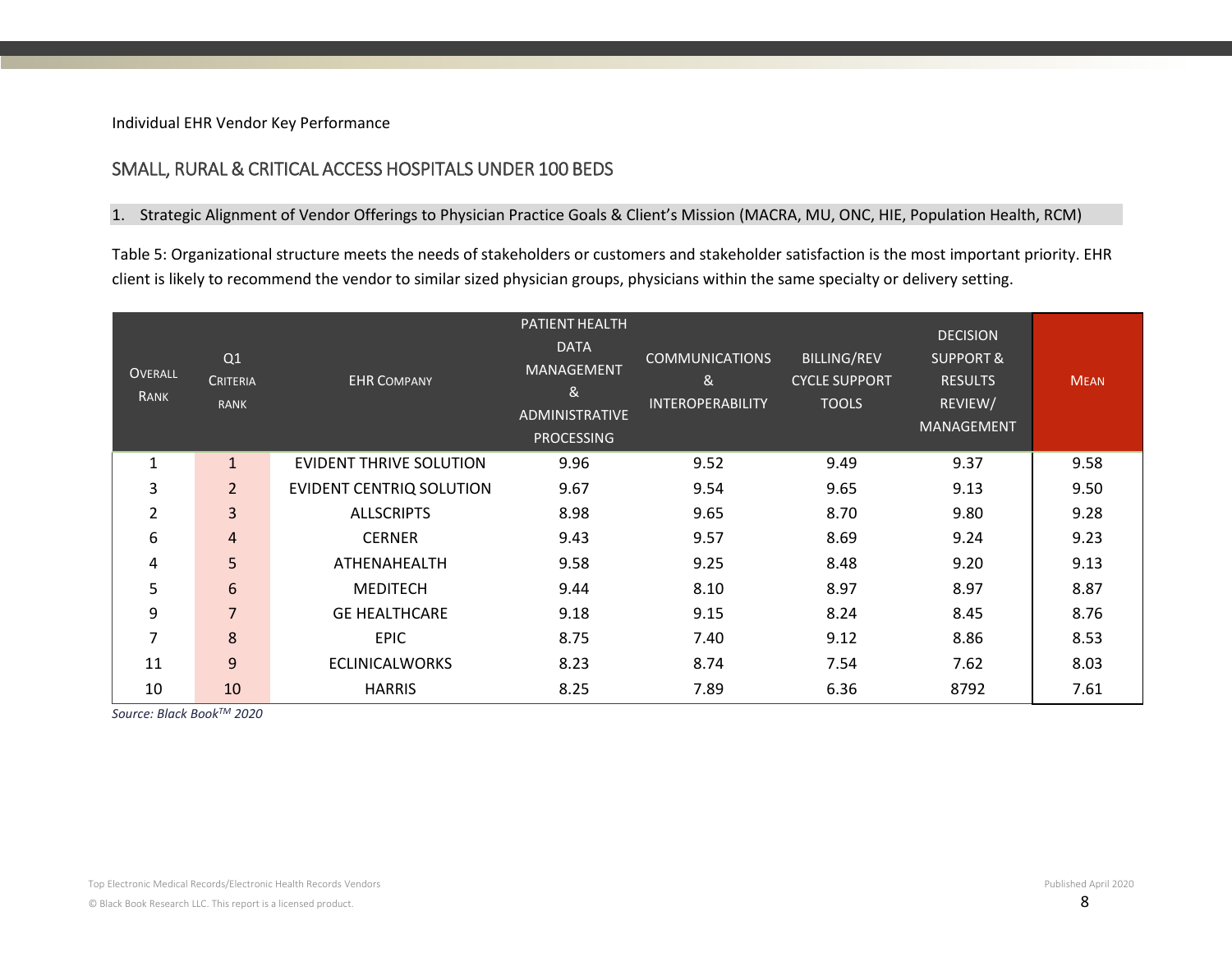Individual EHR Vendor Key Performance

## SMALL, RURAL & CRITICAL ACCESS HOSPITALS UNDER 100 BEDS

1. Strategic Alignment of Vendor Offerings to Physician Practice Goals & Client's Mission (MACRA, MU, ONC, HIE, Population Health, RCM)

Table 5: Organizational structure meets the needs of stakeholders or customers and stakeholder satisfaction is the most important priority. EHR client is likely to recommend the vendor to similar sized physician groups, physicians within the same specialty or delivery setting.

| OVERALL RANK | Q1 CRITERIA RANK | EHR COMPANY | PATIENT HEALTH DATA MANAGEMENT & ADMINISTRATIVE PROCESSING | COMMUNICATIONS & INTEROPERABILITY | BILLING/REV CYCLE SUPPORT TOOLS | DECISION SUPPORT & RESULTS REVIEW/ MANAGEMENT | MEAN |
|---|---|---|---|---|---|---|---|
| 1 | 1 | EVIDENT THRIVE SOLUTION | 9.96 | 9.52 | 9.49 | 9.37 | 9.58 |
| 3 | 2 | EVIDENT CENTRIQ SOLUTION | 9.67 | 9.54 | 9.65 | 9.13 | 9.50 |
| 2 | 3 | ALLSCRIPTS | 8.98 | 9.65 | 8.70 | 9.80 | 9.28 |
| 6 | 4 | CERNER | 9.43 | 9.57 | 8.69 | 9.24 | 9.23 |
| 4 | 5 | ATHENAHEALTH | 9.58 | 9.25 | 8.48 | 9.20 | 9.13 |
| 5 | 6 | MEDITECH | 9.44 | 8.10 | 8.97 | 8.97 | 8.87 |
| 9 | 7 | GE HEALTHCARE | 9.18 | 9.15 | 8.24 | 8.45 | 8.76 |
| 7 | 8 | EPIC | 8.75 | 7.40 | 9.12 | 8.86 | 8.53 |
| 11 | 9 | ECLINICALWORKS | 8.23 | 8.74 | 7.54 | 7.62 | 8.03 |
| 10 | 10 | HARRIS | 8.25 | 7.89 | 6.36 | 8792 | 7.61 |

*Source: Black Book™ 2020*